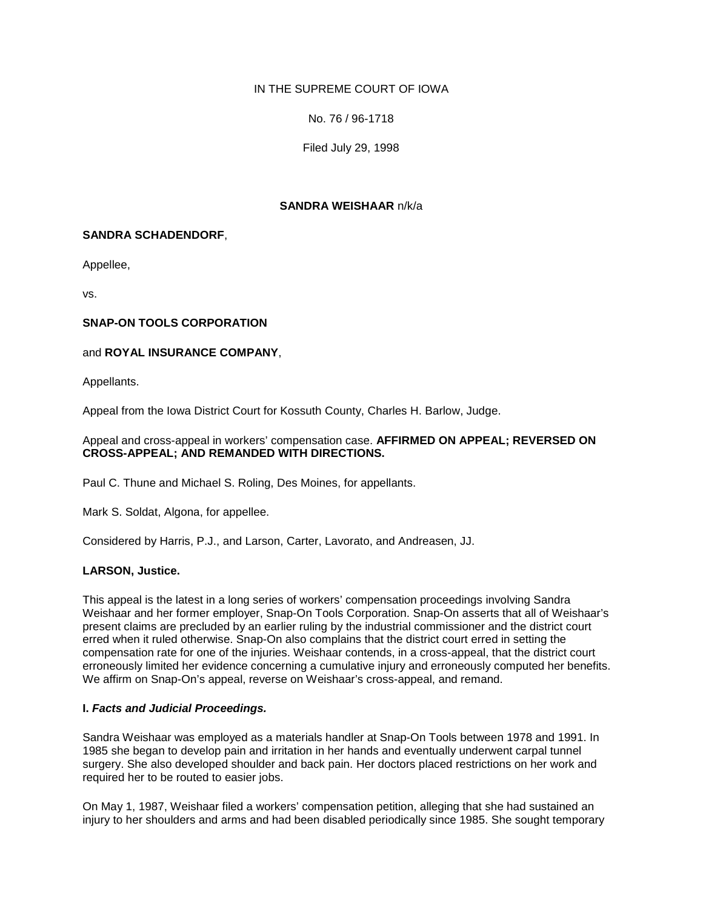IN THE SUPREME COURT OF IOWA

No. 76 / 96-1718

Filed July 29, 1998

**SANDRA WEISHAAR** n/k/a

**SANDRA SCHADENDORF**,

Appellee,

vs.

**SNAP-ON TOOLS CORPORATION**

and **ROYAL INSURANCE COMPANY**,

Appellants.

Appeal from the Iowa District Court for Kossuth County, Charles H. Barlow, Judge.

Appeal and cross-appeal in workers' compensation case. **AFFIRMED ON APPEAL; REVERSED ON CROSS-APPEAL; AND REMANDED WITH DIRECTIONS.**

Paul C. Thune and Michael S. Roling, Des Moines, for appellants.

Mark S. Soldat, Algona, for appellee.

Considered by Harris, P.J., and Larson, Carter, Lavorato, and Andreasen, JJ.

**LARSON, Justice.**

This appeal is the latest in a long series of workers' compensation proceedings involving Sandra Weishaar and her former employer, Snap-On Tools Corporation. Snap-On asserts that all of Weishaar's present claims are precluded by an earlier ruling by the industrial commissioner and the district court erred when it ruled otherwise. Snap-On also complains that the district court erred in setting the compensation rate for one of the injuries. Weishaar contends, in a cross-appeal, that the district court erroneously limited her evidence concerning a cumulative injury and erroneously computed her benefits. We affirm on Snap-On's appeal, reverse on Weishaar's cross-appeal, and remand.

## I. *Facts and Judicial Proceedings.*

Sandra Weishaar was employed as a materials handler at Snap-On Tools between 1978 and 1991. In 1985 she began to develop pain and irritation in her hands and eventually underwent carpal tunnel surgery. She also developed shoulder and back pain. Her doctors placed restrictions on her work and required her to be routed to easier jobs.

On May 1, 1987, Weishaar filed a workers' compensation petition, alleging that she had sustained an injury to her shoulders and arms and had been disabled periodically since 1985. She sought temporary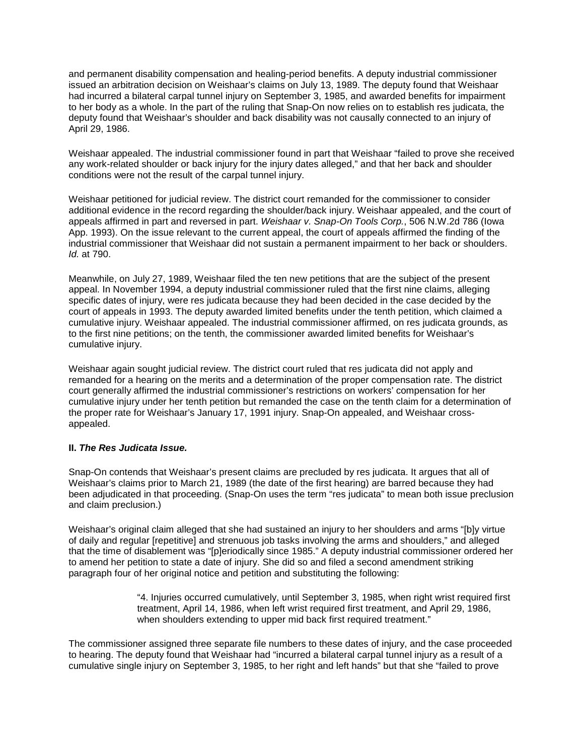and permanent disability compensation and healing-period benefits. A deputy industrial commissioner issued an arbitration decision on Weishaar's claims on July 13, 1989. The deputy found that Weishaar had incurred a bilateral carpal tunnel injury on September 3, 1985, and awarded benefits for impairment to her body as a whole. In the part of the ruling that Snap-On now relies on to establish res judicata, the deputy found that Weishaar's shoulder and back disability was not causally connected to an injury of April 29, 1986.

Weishaar appealed. The industrial commissioner found in part that Weishaar "failed to prove she received any work-related shoulder or back injury for the injury dates alleged," and that her back and shoulder conditions were not the result of the carpal tunnel injury.

Weishaar petitioned for judicial review. The district court remanded for the commissioner to consider additional evidence in the record regarding the shoulder/back injury. Weishaar appealed, and the court of appeals affirmed in part and reversed in part. *Weishaar v. Snap-On Tools Corp.*, 506 N.W.2d 786 (Iowa App. 1993). On the issue relevant to the current appeal, the court of appeals affirmed the finding of the industrial commissioner that Weishaar did not sustain a permanent impairment to her back or shoulders. *Id.* at 790.

Meanwhile, on July 27, 1989, Weishaar filed the ten new petitions that are the subject of the present appeal. In November 1994, a deputy industrial commissioner ruled that the first nine claims, alleging specific dates of injury, were res judicata because they had been decided in the case decided by the court of appeals in 1993. The deputy awarded limited benefits under the tenth petition, which claimed a cumulative injury. Weishaar appealed. The industrial commissioner affirmed, on res judicata grounds, as to the first nine petitions; on the tenth, the commissioner awarded limited benefits for Weishaar's cumulative injury.

Weishaar again sought judicial review. The district court ruled that res judicata did not apply and remanded for a hearing on the merits and a determination of the proper compensation rate. The district court generally affirmed the industrial commissioner's restrictions on workers' compensation for her cumulative injury under her tenth petition but remanded the case on the tenth claim for a determination of the proper rate for Weishaar's January 17, 1991 injury. Snap-On appealed, and Weishaar cross-appealed.

## II. *The Res Judicata Issue.*

Snap-On contends that Weishaar's present claims are precluded by res judicata. It argues that all of Weishaar's claims prior to March 21, 1989 (the date of the first hearing) are barred because they had been adjudicated in that proceeding. (Snap-On uses the term "res judicata" to mean both issue preclusion and claim preclusion.)

Weishaar's original claim alleged that she had sustained an injury to her shoulders and arms "[b]y virtue of daily and regular [repetitive] and strenuous job tasks involving the arms and shoulders," and alleged that the time of disablement was "[p]eriodically since 1985." A deputy industrial commissioner ordered her to amend her petition to state a date of injury. She did so and filed a second amendment striking paragraph four of her original notice and petition and substituting the following:

> "4. Injuries occurred cumulatively, until September 3, 1985, when right wrist required first treatment, April 14, 1986, when left wrist required first treatment, and April 29, 1986, when shoulders extending to upper mid back first required treatment."

The commissioner assigned three separate file numbers to these dates of injury, and the case proceeded to hearing. The deputy found that Weishaar had "incurred a bilateral carpal tunnel injury as a result of a cumulative single injury on September 3, 1985, to her right and left hands" but that she "failed to prove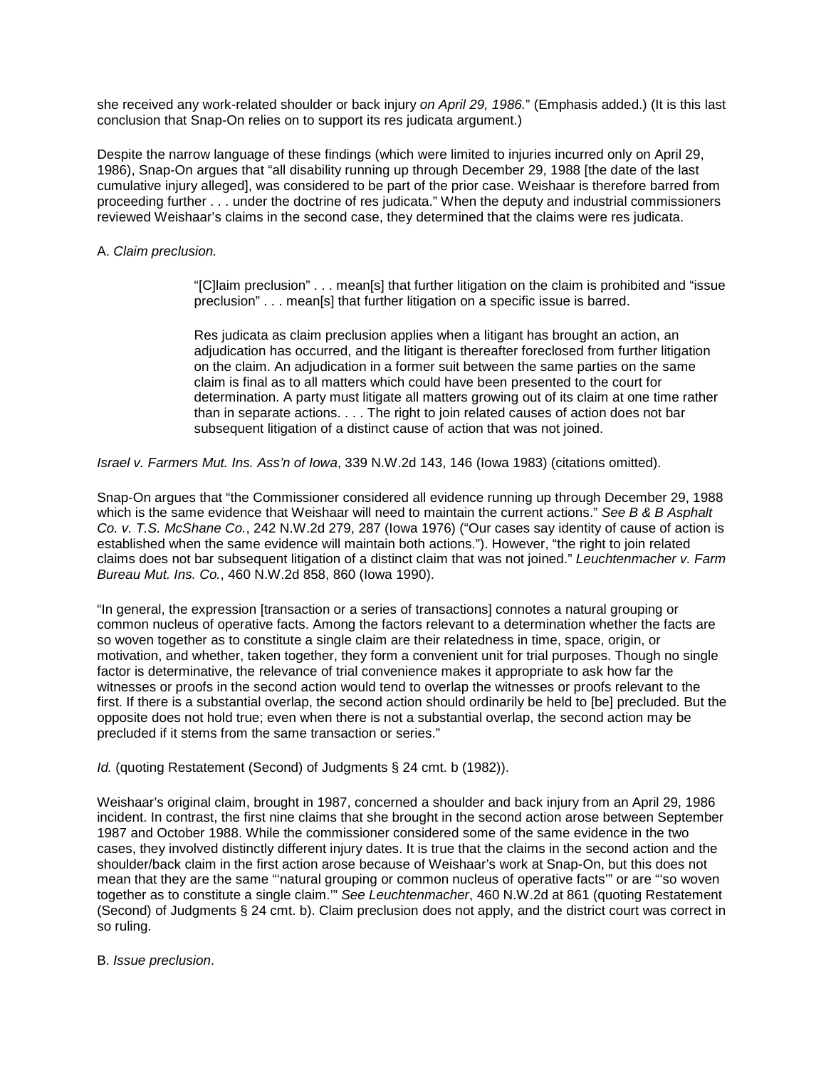she received any work-related shoulder or back injury *on April 29, 1986.*" (Emphasis added.) (It is this last conclusion that Snap-On relies on to support its res judicata argument.)

Despite the narrow language of these findings (which were limited to injuries incurred only on April 29, 1986), Snap-On argues that "all disability running up through December 29, 1988 [the date of the last cumulative injury alleged], was considered to be part of the prior case. Weishaar is therefore barred from proceeding further . . . under the doctrine of res judicata." When the deputy and industrial commissioners reviewed Weishaar's claims in the second case, they determined that the claims were res judicata.

A. *Claim preclusion.*

> "[C]laim preclusion" . . . mean[s] that further litigation on the claim is prohibited and "issue preclusion" . . . mean[s] that further litigation on a specific issue is barred.
>
> Res judicata as claim preclusion applies when a litigant has brought an action, an adjudication has occurred, and the litigant is thereafter foreclosed from further litigation on the claim. An adjudication in a former suit between the same parties on the same claim is final as to all matters which could have been presented to the court for determination. A party must litigate all matters growing out of its claim at one time rather than in separate actions. . . . The right to join related causes of action does not bar subsequent litigation of a distinct cause of action that was not joined.

*Israel v. Farmers Mut. Ins. Ass'n of Iowa*, 339 N.W.2d 143, 146 (Iowa 1983) (citations omitted).

Snap-On argues that "the Commissioner considered all evidence running up through December 29, 1988 which is the same evidence that Weishaar will need to maintain the current actions." *See B & B Asphalt Co. v. T.S. McShane Co.*, 242 N.W.2d 279, 287 (Iowa 1976) ("Our cases say identity of cause of action is established when the same evidence will maintain both actions."). However, "the right to join related claims does not bar subsequent litigation of a distinct claim that was not joined." *Leuchtenmacher v. Farm Bureau Mut. Ins. Co.*, 460 N.W.2d 858, 860 (Iowa 1990).

"In general, the expression [transaction or a series of transactions] connotes a natural grouping or common nucleus of operative facts. Among the factors relevant to a determination whether the facts are so woven together as to constitute a single claim are their relatedness in time, space, origin, or motivation, and whether, taken together, they form a convenient unit for trial purposes. Though no single factor is determinative, the relevance of trial convenience makes it appropriate to ask how far the witnesses or proofs in the second action would tend to overlap the witnesses or proofs relevant to the first. If there is a substantial overlap, the second action should ordinarily be held to [be] precluded. But the opposite does not hold true; even when there is not a substantial overlap, the second action may be precluded if it stems from the same transaction or series."

*Id.* (quoting Restatement (Second) of Judgments § 24 cmt. b (1982)).

Weishaar's original claim, brought in 1987, concerned a shoulder and back injury from an April 29, 1986 incident. In contrast, the first nine claims that she brought in the second action arose between September 1987 and October 1988. While the commissioner considered some of the same evidence in the two cases, they involved distinctly different injury dates. It is true that the claims in the second action and the shoulder/back claim in the first action arose because of Weishaar's work at Snap-On, but this does not mean that they are the same "'natural grouping or common nucleus of operative facts'" or are "'so woven together as to constitute a single claim.'" *See Leuchtenmacher*, 460 N.W.2d at 861 (quoting Restatement (Second) of Judgments § 24 cmt. b). Claim preclusion does not apply, and the district court was correct in so ruling.

B. *Issue preclusion*.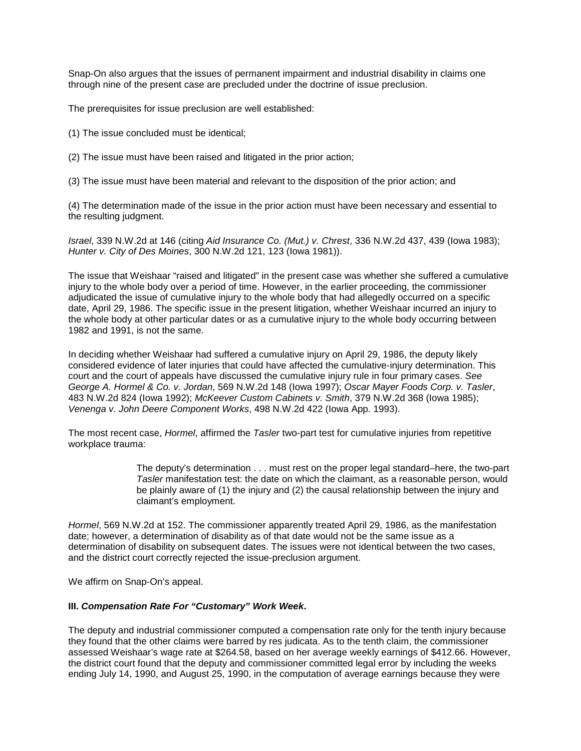Snap-On also argues that the issues of permanent impairment and industrial disability in claims one through nine of the present case are precluded under the doctrine of issue preclusion.

The prerequisites for issue preclusion are well established:

(1) The issue concluded must be identical;

(2) The issue must have been raised and litigated in the prior action;

(3) The issue must have been material and relevant to the disposition of the prior action; and

(4) The determination made of the issue in the prior action must have been necessary and essential to the resulting judgment.

*Israel*, 339 N.W.2d at 146 (citing *Aid Insurance Co. (Mut.) v. Chrest*, 336 N.W.2d 437, 439 (Iowa 1983); *Hunter v. City of Des Moines*, 300 N.W.2d 121, 123 (Iowa 1981)).

The issue that Weishaar "raised and litigated" in the present case was whether she suffered a cumulative injury to the whole body over a period of time. However, in the earlier proceeding, the commissioner adjudicated the issue of cumulative injury to the whole body that had allegedly occurred on a specific date, April 29, 1986. The specific issue in the present litigation, whether Weishaar incurred an injury to the whole body at other particular dates or as a cumulative injury to the whole body occurring between 1982 and 1991, is not the same.

In deciding whether Weishaar had suffered a cumulative injury on April 29, 1986, the deputy likely considered evidence of later injuries that could have affected the cumulative-injury determination. This court and the court of appeals have discussed the cumulative injury rule in four primary cases. *See George A. Hormel & Co. v. Jordan*, 569 N.W.2d 148 (Iowa 1997); *Oscar Mayer Foods Corp. v. Tasler*, 483 N.W.2d 824 (Iowa 1992); *McKeever Custom Cabinets v. Smith*, 379 N.W.2d 368 (Iowa 1985); *Venenga v. John Deere Component Works*, 498 N.W.2d 422 (Iowa App. 1993).

The most recent case, *Hormel*, affirmed the *Tasler* two-part test for cumulative injuries from repetitive workplace trauma:

> The deputy's determination . . . must rest on the proper legal standard–here, the two-part *Tasler* manifestation test: the date on which the claimant, as a reasonable person, would be plainly aware of (1) the injury and (2) the causal relationship between the injury and claimant's employment.

*Hormel*, 569 N.W.2d at 152. The commissioner apparently treated April 29, 1986, as the manifestation date; however, a determination of disability as of that date would not be the same issue as a determination of disability on subsequent dates. The issues were not identical between the two cases, and the district court correctly rejected the issue-preclusion argument.

We affirm on Snap-On's appeal.

### III. *Compensation Rate For "Customary" Work Week*.

The deputy and industrial commissioner computed a compensation rate only for the tenth injury because they found that the other claims were barred by res judicata. As to the tenth claim, the commissioner assessed Weishaar's wage rate at $264.58, based on her average weekly earnings of $412.66. However, the district court found that the deputy and commissioner committed legal error by including the weeks ending July 14, 1990, and August 25, 1990, in the computation of average earnings because they were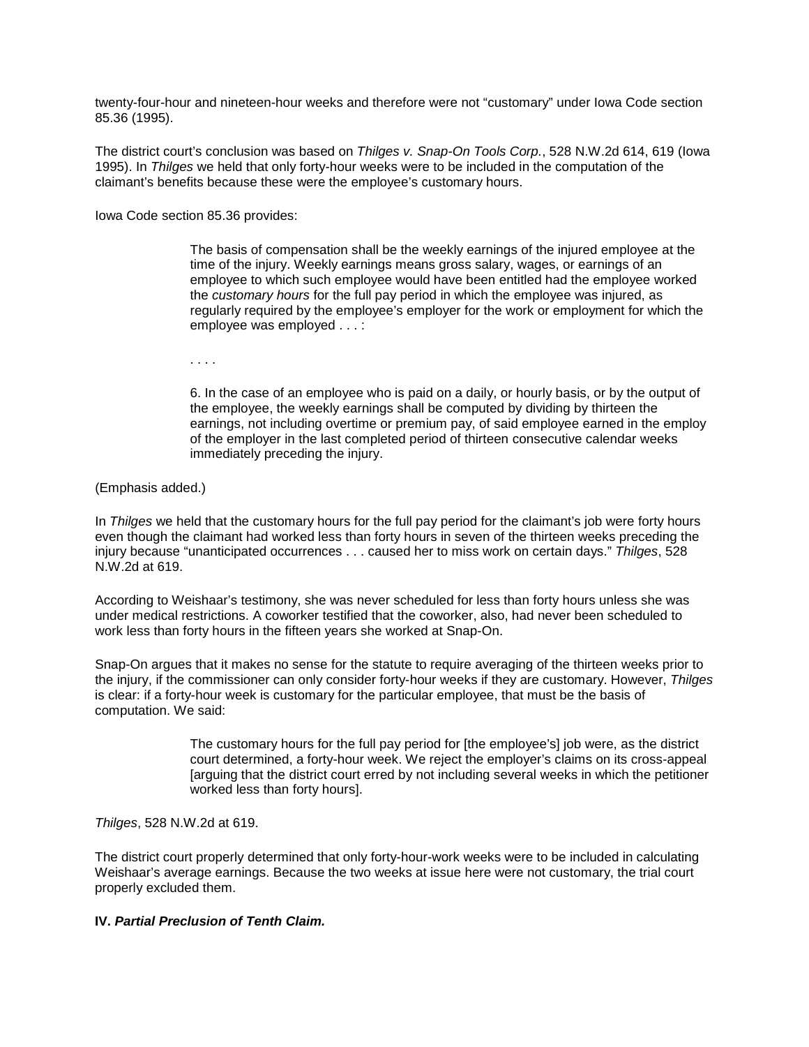twenty-four-hour and nineteen-hour weeks and therefore were not "customary" under Iowa Code section 85.36 (1995).

The district court's conclusion was based on *Thilges v. Snap-On Tools Corp.*, 528 N.W.2d 614, 619 (Iowa 1995). In *Thilges* we held that only forty-hour weeks were to be included in the computation of the claimant's benefits because these were the employee's customary hours.

Iowa Code section 85.36 provides:

> The basis of compensation shall be the weekly earnings of the injured employee at the time of the injury. Weekly earnings means gross salary, wages, or earnings of an employee to which such employee would have been entitled had the employee worked the *customary hours* for the full pay period in which the employee was injured, as regularly required by the employee's employer for the work or employment for which the employee was employed . . . :
>
> . . . .
>
> 6. In the case of an employee who is paid on a daily, or hourly basis, or by the output of the employee, the weekly earnings shall be computed by dividing by thirteen the earnings, not including overtime or premium pay, of said employee earned in the employ of the employer in the last completed period of thirteen consecutive calendar weeks immediately preceding the injury.

(Emphasis added.)

In *Thilges* we held that the customary hours for the full pay period for the claimant's job were forty hours even though the claimant had worked less than forty hours in seven of the thirteen weeks preceding the injury because "unanticipated occurrences . . . caused her to miss work on certain days." *Thilges*, 528 N.W.2d at 619.

According to Weishaar's testimony, she was never scheduled for less than forty hours unless she was under medical restrictions. A coworker testified that the coworker, also, had never been scheduled to work less than forty hours in the fifteen years she worked at Snap-On.

Snap-On argues that it makes no sense for the statute to require averaging of the thirteen weeks prior to the injury, if the commissioner can only consider forty-hour weeks if they are customary. However, *Thilges* is clear: if a forty-hour week is customary for the particular employee, that must be the basis of computation. We said:

> The customary hours for the full pay period for [the employee's] job were, as the district court determined, a forty-hour week. We reject the employer's claims on its cross-appeal [arguing that the district court erred by not including several weeks in which the petitioner worked less than forty hours].

*Thilges*, 528 N.W.2d at 619.

The district court properly determined that only forty-hour-work weeks were to be included in calculating Weishaar's average earnings. Because the two weeks at issue here were not customary, the trial court properly excluded them.

**IV. *Partial Preclusion of Tenth Claim.***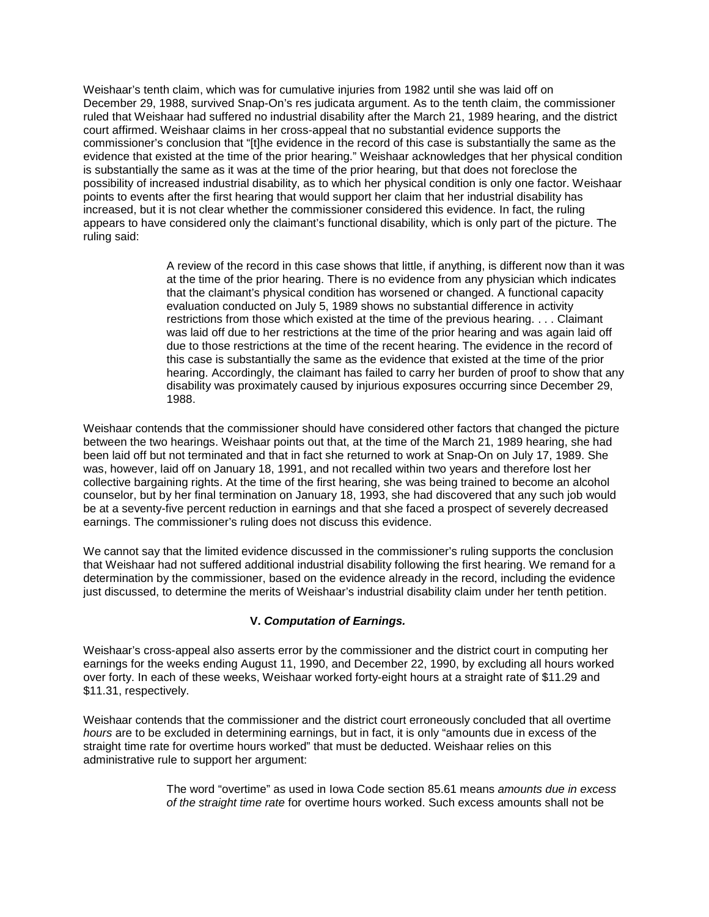Weishaar's tenth claim, which was for cumulative injuries from 1982 until she was laid off on December 29, 1988, survived Snap-On's res judicata argument. As to the tenth claim, the commissioner ruled that Weishaar had suffered no industrial disability after the March 21, 1989 hearing, and the district court affirmed. Weishaar claims in her cross-appeal that no substantial evidence supports the commissioner's conclusion that "[t]he evidence in the record of this case is substantially the same as the evidence that existed at the time of the prior hearing." Weishaar acknowledges that her physical condition is substantially the same as it was at the time of the prior hearing, but that does not foreclose the possibility of increased industrial disability, as to which her physical condition is only one factor. Weishaar points to events after the first hearing that would support her claim that her industrial disability has increased, but it is not clear whether the commissioner considered this evidence. In fact, the ruling appears to have considered only the claimant's functional disability, which is only part of the picture. The ruling said:

> A review of the record in this case shows that little, if anything, is different now than it was at the time of the prior hearing. There is no evidence from any physician which indicates that the claimant's physical condition has worsened or changed. A functional capacity evaluation conducted on July 5, 1989 shows no substantial difference in activity restrictions from those which existed at the time of the previous hearing. . . . Claimant was laid off due to her restrictions at the time of the prior hearing and was again laid off due to those restrictions at the time of the recent hearing. The evidence in the record of this case is substantially the same as the evidence that existed at the time of the prior hearing. Accordingly, the claimant has failed to carry her burden of proof to show that any disability was proximately caused by injurious exposures occurring since December 29, 1988.

Weishaar contends that the commissioner should have considered other factors that changed the picture between the two hearings. Weishaar points out that, at the time of the March 21, 1989 hearing, she had been laid off but not terminated and that in fact she returned to work at Snap-On on July 17, 1989. She was, however, laid off on January 18, 1991, and not recalled within two years and therefore lost her collective bargaining rights. At the time of the first hearing, she was being trained to become an alcohol counselor, but by her final termination on January 18, 1993, she had discovered that any such job would be at a seventy-five percent reduction in earnings and that she faced a prospect of severely decreased earnings. The commissioner's ruling does not discuss this evidence.

We cannot say that the limited evidence discussed in the commissioner's ruling supports the conclusion that Weishaar had not suffered additional industrial disability following the first hearing. We remand for a determination by the commissioner, based on the evidence already in the record, including the evidence just discussed, to determine the merits of Weishaar's industrial disability claim under her tenth petition.

### V. ***Computation of Earnings.***

Weishaar's cross-appeal also asserts error by the commissioner and the district court in computing her earnings for the weeks ending August 11, 1990, and December 22, 1990, by excluding all hours worked over forty. In each of these weeks, Weishaar worked forty-eight hours at a straight rate of $11.29 and $11.31, respectively.

Weishaar contends that the commissioner and the district court erroneously concluded that all overtime *hours* are to be excluded in determining earnings, but in fact, it is only "amounts due in excess of the straight time rate for overtime hours worked" that must be deducted. Weishaar relies on this administrative rule to support her argument:

> The word "overtime" as used in Iowa Code section 85.61 means *amounts due in excess of the straight time rate* for overtime hours worked. Such excess amounts shall not be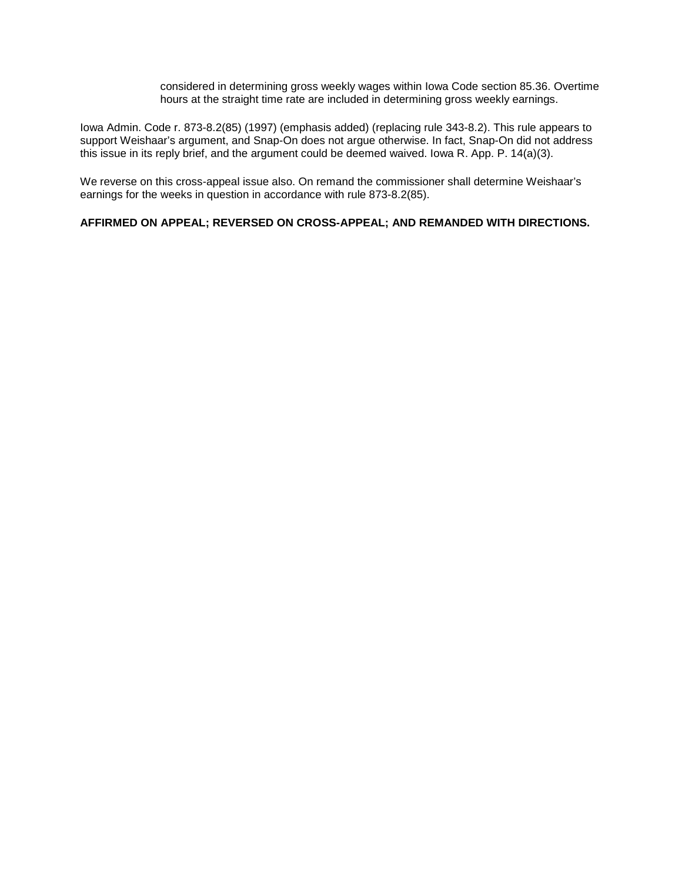> considered in determining gross weekly wages within Iowa Code section 85.36. Overtime hours at the straight time rate are included in determining gross weekly earnings.

Iowa Admin. Code r. 873-8.2(85) (1997) (emphasis added) (replacing rule 343-8.2). This rule appears to support Weishaar's argument, and Snap-On does not argue otherwise. In fact, Snap-On did not address this issue in its reply brief, and the argument could be deemed waived. Iowa R. App. P. 14(a)(3).

We reverse on this cross-appeal issue also. On remand the commissioner shall determine Weishaar's earnings for the weeks in question in accordance with rule 873-8.2(85).

**AFFIRMED ON APPEAL; REVERSED ON CROSS-APPEAL; AND REMANDED WITH DIRECTIONS.**